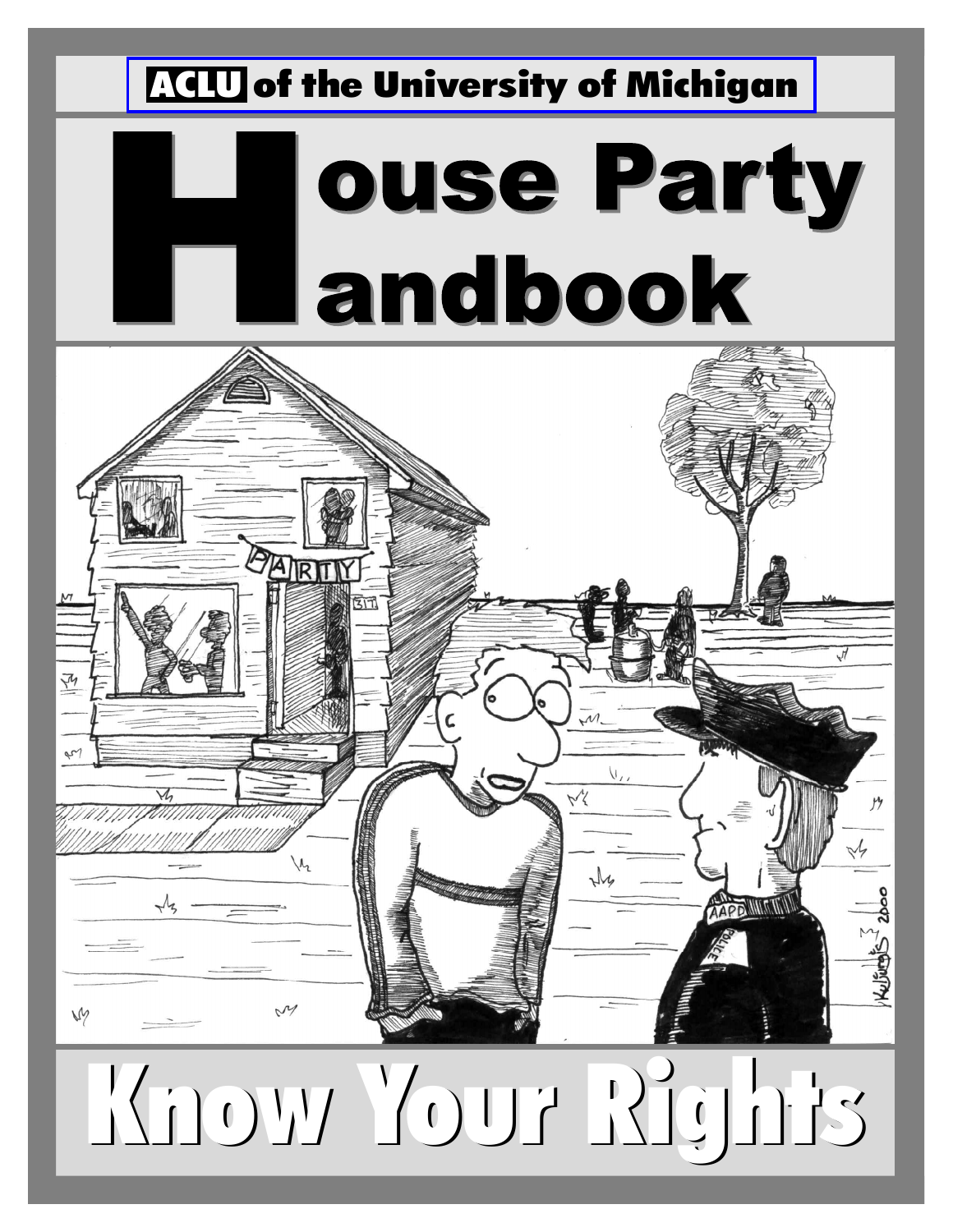**ACLU** of the University of Michigan

# House Party Handbook

## Know Your Rights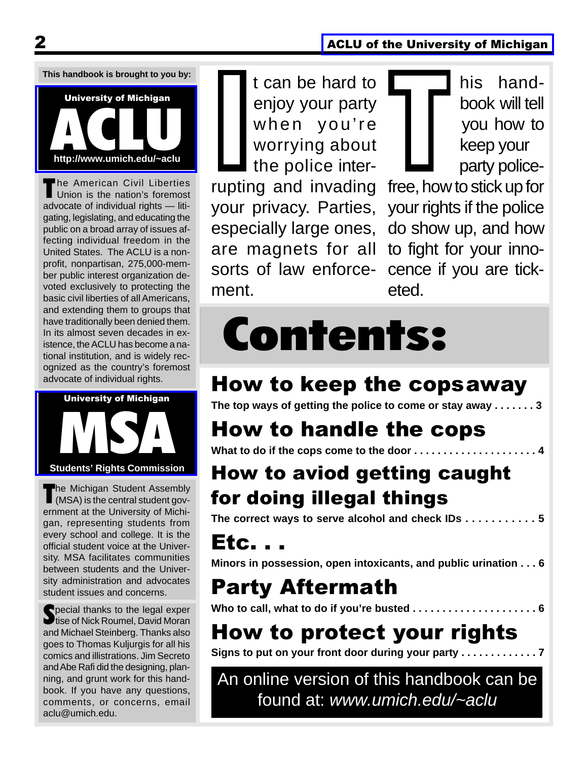This handbook is brought to you by:

**University of Michigan**
**ACLU**
**http://www.umich.edu/~aclu**

The American Civil Liberties Union is the nation's foremost advocate of individual rights — litigating, legislating, and educating the public on a broad array of issues affecting individual freedom in the United States. The ACLU is a non-profit, nonpartisan, 275,000-member public interest organization devoted exclusively to protecting the basic civil liberties of all Americans, and extending them to groups that have traditionally been denied them. In its almost seven decades in existence, the ACLU has become a national institution, and is widely recognized as the country's foremost advocate of individual rights.

**University of Michigan**
**MSA**
**Students' Rights Commission**

The Michigan Student Assembly (MSA) is the central student government at the University of Michigan, representing students from every school and college. It is the official student voice at the University. MSA facilitates communities between students and the University administration and advocates student issues and concerns.

Special thanks to the legal expertise of Nick Roumel, David Moran and Michael Steinberg. Thanks also goes to Thomas Kuljurgis for all his comics and illustrations. Jim Secreto and Abe Rafi did the designing, planning, and grunt work for this handbook. If you have any questions, comments, or concerns, email aclu@umich.edu.

It can be hard to enjoy your party when you're worrying about the police interrupting and invading your privacy. Parties, especially large ones, are magnets for all sorts of law enforcement.

This handbook will tell you how to keep your party police-free, how to stick up for your rights if the police do show up, and how to fight for your innocence if you are ticketed.

# Contents:

## How to keep the copsaway

**The top ways of getting the police to come or stay away . . . . . . . 3**

## How to handle the cops

**What to do if the cops come to the door . . . . . . . . . . . . . . . . . . . . . 4**

## How to aviod getting caught for doing illegal things

**The correct ways to serve alcohol and check IDs . . . . . . . . . . . 5**

## Etc. . .

**Minors in possession, open intoxicants, and public urination . . . 6**

## Party Aftermath

**Who to call, what to do if you're busted . . . . . . . . . . . . . . . . . . . . . 6**

## How to protect your rights

**Signs to put on your front door during your party . . . . . . . . . . . . . 7**

An online version of this handbook can be found at: *www.umich.edu/~aclu*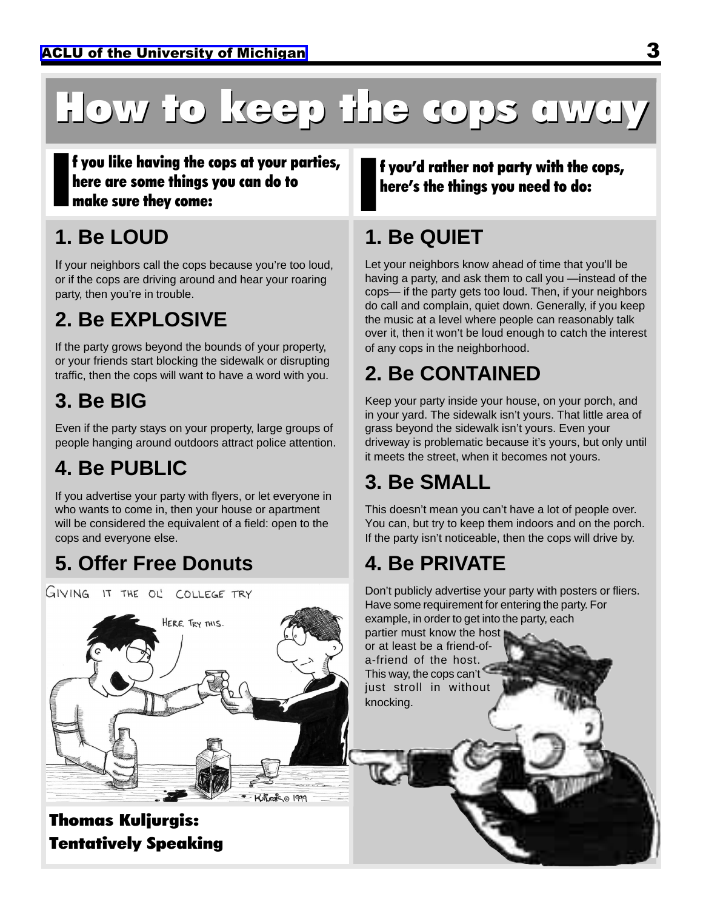# How to keep the cops away

**If you like having the cops at your parties, here are some things you can do to make sure they come:**

## 1. Be LOUD

If your neighbors call the cops because you're too loud, or if the cops are driving around and hear your roaring party, then you're in trouble.

## 2. Be EXPLOSIVE

If the party grows beyond the bounds of your property, or your friends start blocking the sidewalk or disrupting traffic, then the cops will want to have a word with you.

## 3. Be BIG

Even if the party stays on your property, large groups of people hanging around outdoors attract police attention.

## 4. Be PUBLIC

If you advertise your party with flyers, or let everyone in who wants to come in, then your house or apartment will be considered the equivalent of a field: open to the cops and everyone else.

## 5. Offer Free Donuts

GIVING IT THE OL' COLLEGE TRY

HERE. TRY THIS.

Kuljurgis © 1999

**Thomas Kuljurgis: Tentatively Speaking**

**If you'd rather not party with the cops, here's the things you need to do:**

## 1. Be QUIET

Let your neighbors know ahead of time that you'll be having a party, and ask them to call you —instead of the cops— if the party gets too loud. Then, if your neighbors do call and complain, quiet down. Generally, if you keep the music at a level where people can reasonably talk over it, then it won't be loud enough to catch the interest of any cops in the neighborhood.

## 2. Be CONTAINED

Keep your party inside your house, on your porch, and in your yard. The sidewalk isn't yours. That little area of grass beyond the sidewalk isn't yours. Even your driveway is problematic because it's yours, but only until it meets the street, when it becomes not yours.

## 3. Be SMALL

This doesn't mean you can't have a lot of people over. You can, but try to keep them indoors and on the porch. If the party isn't noticeable, then the cops will drive by.

## 4. Be PRIVATE

Don't publicly advertise your party with posters or fliers. Have some requirement for entering the party. For example, in order to get into the party, each partier must know the host or at least be a friend-of-a-friend of the host. This way, the cops can't just stroll in without knocking.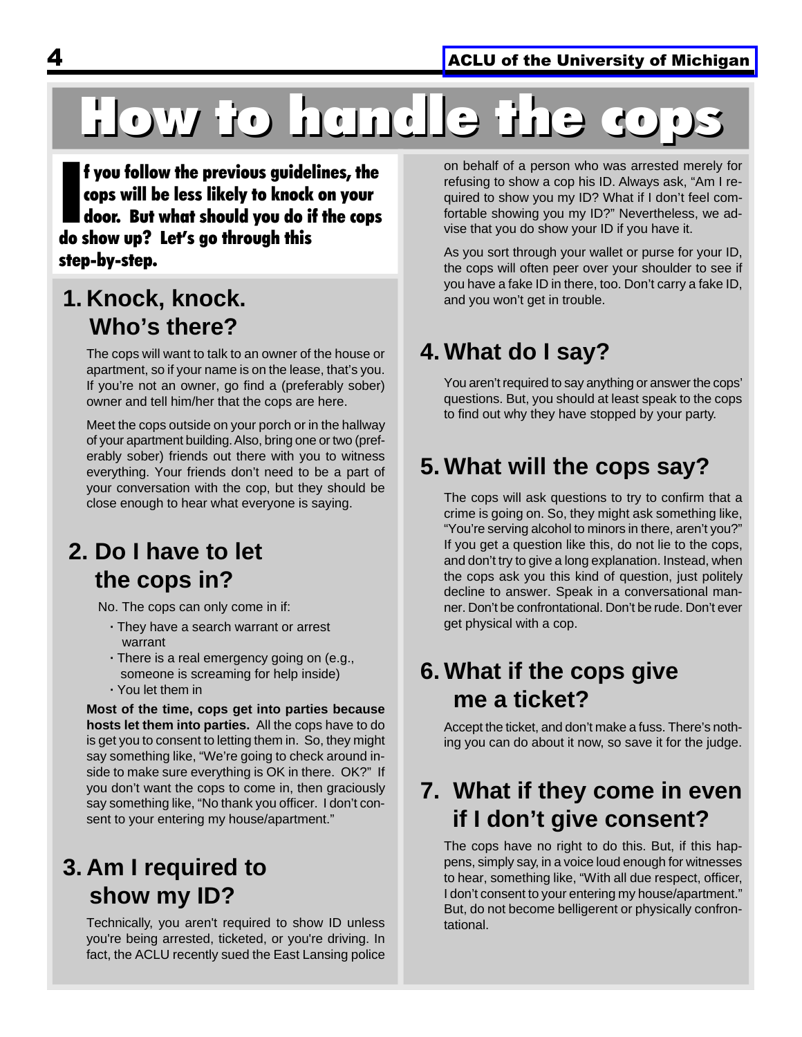# How to handle the cops

**If you follow the previous guidelines, the cops will be less likely to knock on your door. But what should you do if the cops do show up? Let's go through this step-by-step.**

## 1. Knock, knock. Who's there?

The cops will want to talk to an owner of the house or apartment, so if your name is on the lease, that's you. If you're not an owner, go find a (preferably sober) owner and tell him/her that the cops are here.

Meet the cops outside on your porch or in the hallway of your apartment building. Also, bring one or two (preferably sober) friends out there with you to witness everything. Your friends don't need to be a part of your conversation with the cop, but they should be close enough to hear what everyone is saying.

## 2. Do I have to let the cops in?

No. The cops can only come in if:

- They have a search warrant or arrest warrant
- There is a real emergency going on (e.g., someone is screaming for help inside)
- You let them in

**Most of the time, cops get into parties because hosts let them into parties.** All the cops have to do is get you to consent to letting them in. So, they might say something like, "We're going to check around inside to make sure everything is OK in there. OK?" If you don't want the cops to come in, then graciously say something like, "No thank you officer. I don't consent to your entering my house/apartment."

## 3. Am I required to show my ID?

Technically, you aren't required to show ID unless you're being arrested, ticketed, or you're driving. In fact, the ACLU recently sued the East Lansing police on behalf of a person who was arrested merely for refusing to show a cop his ID. Always ask, "Am I required to show you my ID? What if I don't feel comfortable showing you my ID?" Nevertheless, we advise that you do show your ID if you have it.

As you sort through your wallet or purse for your ID, the cops will often peer over your shoulder to see if you have a fake ID in there, too. Don't carry a fake ID, and you won't get in trouble.

## 4. What do I say?

You aren't required to say anything or answer the cops' questions. But, you should at least speak to the cops to find out why they have stopped by your party.

## 5. What will the cops say?

The cops will ask questions to try to confirm that a crime is going on. So, they might ask something like, "You're serving alcohol to minors in there, aren't you?" If you get a question like this, do not lie to the cops, and don't try to give a long explanation. Instead, when the cops ask you this kind of question, just politely decline to answer. Speak in a conversational manner. Don't be confrontational. Don't be rude. Don't ever get physical with a cop.

## 6. What if the cops give me a ticket?

Accept the ticket, and don't make a fuss. There's nothing you can do about it now, so save it for the judge.

## 7. What if they come in even if I don't give consent?

The cops have no right to do this. But, if this happens, simply say, in a voice loud enough for witnesses to hear, something like, "With all due respect, officer, I don't consent to your entering my house/apartment." But, do not become belligerent or physically confrontational.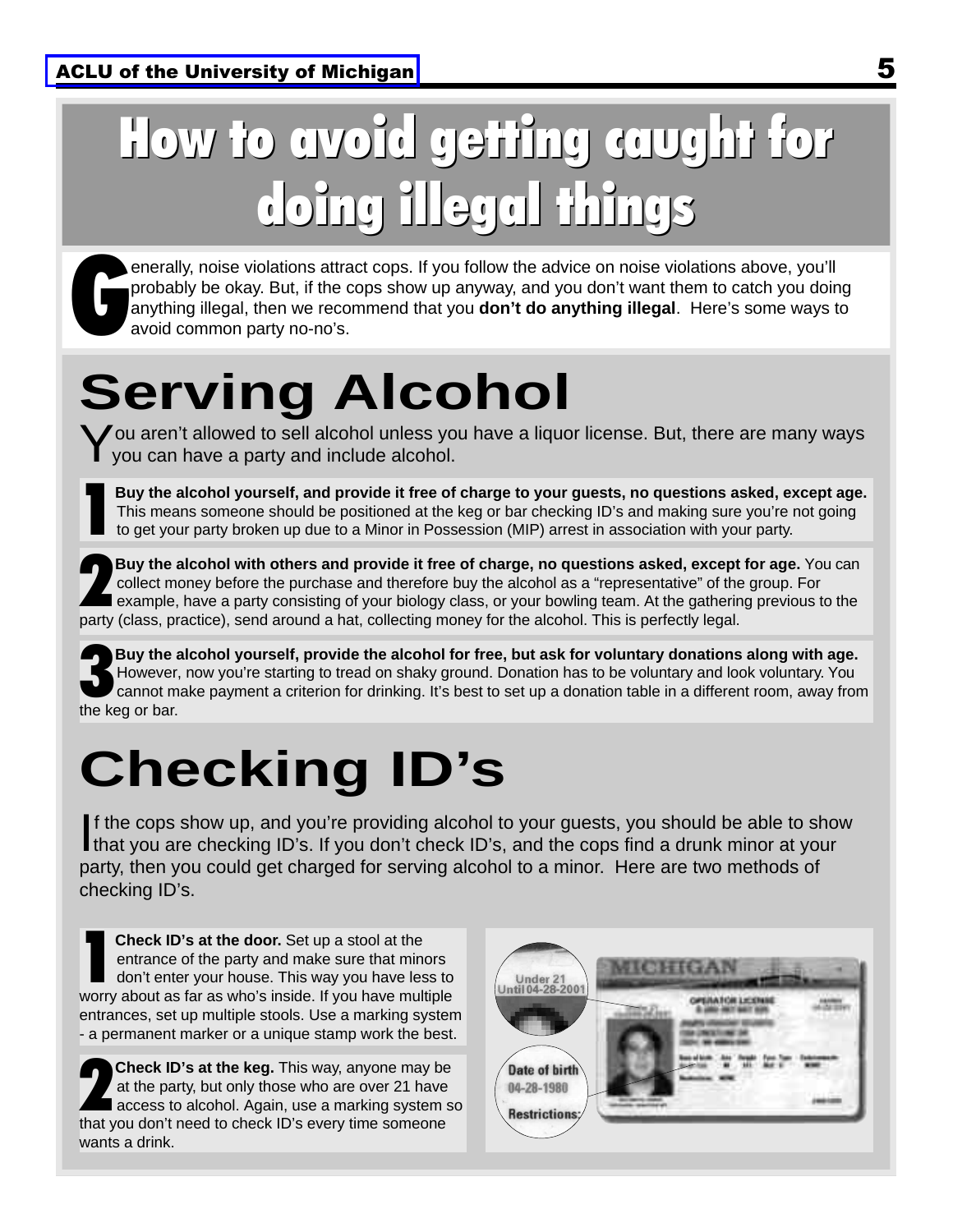# How to avoid getting caught for doing illegal things

Generally, noise violations attract cops. If you follow the advice on noise violations above, you'll probably be okay. But, if the cops show up anyway, and you don't want them to catch you doing anything illegal, then we recommend that you **don't do anything illegal**. Here's some ways to avoid common party no-no's.

## Serving Alcohol

You aren't allowed to sell alcohol unless you have a liquor license. But, there are many ways you can have a party and include alcohol.

1. **Buy the alcohol yourself, and provide it free of charge to your guests, no questions asked, except age.** This means someone should be positioned at the keg or bar checking ID's and making sure you're not going to get your party broken up due to a Minor in Possession (MIP) arrest in association with your party.

2. **Buy the alcohol with others and provide it free of charge, no questions asked, except for age.** You can collect money before the purchase and therefore buy the alcohol as a "representative" of the group. For example, have a party consisting of your biology class, or your bowling team. At the gathering previous to the party (class, practice), send around a hat, collecting money for the alcohol. This is perfectly legal.

3. **Buy the alcohol yourself, provide the alcohol for free, but ask for voluntary donations along with age.** However, now you're starting to tread on shaky ground. Donation has to be voluntary and look voluntary. You cannot make payment a criterion for drinking. It's best to set up a donation table in a different room, away from the keg or bar.

## Checking ID's

If the cops show up, and you're providing alcohol to your guests, you should be able to show that you are checking ID's. If you don't check ID's, and the cops find a drunk minor at your party, then you could get charged for serving alcohol to a minor. Here are two methods of checking ID's.

1. **Check ID's at the door.** Set up a stool at the entrance of the party and make sure that minors don't enter your house. This way you have less to worry about as far as who's inside. If you have multiple entrances, set up multiple stools. Use a marking system - a permanent marker or a unique stamp work the best.

2. **Check ID's at the keg.** This way, anyone may be at the party, but only those who are over 21 have access to alcohol. Again, use a marking system so that you don't need to check ID's every time someone wants a drink.

Under 21 Until 04-28-2001

Date of birth 04-28-1980 Restrictions: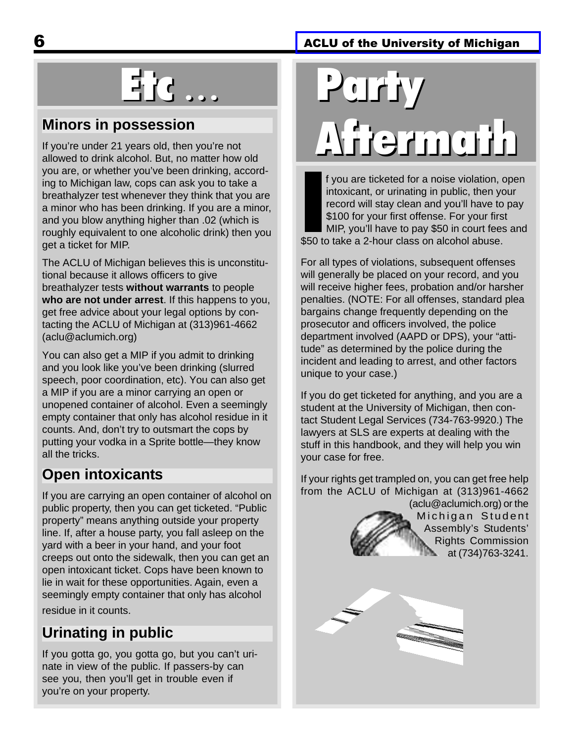# Etc ...

## Minors in possession

If you're under 21 years old, then you're not allowed to drink alcohol. But, no matter how old you are, or whether you've been drinking, according to Michigan law, cops can ask you to take a breathalyzer test whenever they think that you are a minor who has been drinking. If you are a minor, and you blow anything higher than .02 (which is roughly equivalent to one alcoholic drink) then you get a ticket for MIP.

The ACLU of Michigan believes this is unconstitutional because it allows officers to give breathalyzer tests **without warrants** to people **who are not under arrest**. If this happens to you, get free advice about your legal options by contacting the ACLU of Michigan at (313)961-4662 (aclu@aclumich.org)

You can also get a MIP if you admit to drinking and you look like you've been drinking (slurred speech, poor coordination, etc). You can also get a MIP if you are a minor carrying an open or unopened container of alcohol. Even a seemingly empty container that only has alcohol residue in it counts. And, don't try to outsmart the cops by putting your vodka in a Sprite bottle—they know all the tricks.

## Open intoxicants

If you are carrying an open container of alcohol on public property, then you can get ticketed. "Public property" means anything outside your property line. If, after a house party, you fall asleep on the yard with a beer in your hand, and your foot creeps out onto the sidewalk, then you can get an open intoxicant ticket. Cops have been known to lie in wait for these opportunities. Again, even a seemingly empty container that only has alcohol residue in it counts.

## Urinating in public

If you gotta go, you gotta go, but you can't urinate in view of the public. If passers-by can see you, then you'll get in trouble even if you're on your property.

# Party Aftermath

If you are ticketed for a noise violation, open intoxicant, or urinating in public, then your record will stay clean and you'll have to pay $100 for your first offense. For your first MIP, you'll have to pay $50 in court fees and $50 to take a 2-hour class on alcohol abuse.

For all types of violations, subsequent offenses will generally be placed on your record, and you will receive higher fees, probation and/or harsher penalties. (NOTE: For all offenses, standard plea bargains change frequently depending on the prosecutor and officers involved, the police department involved (AAPD or DPS), your "attitude" as determined by the police during the incident and leading to arrest, and other factors unique to your case.)

If you do get ticketed for anything, and you are a student at the University of Michigan, then contact Student Legal Services (734-763-9920.) The lawyers at SLS are experts at dealing with the stuff in this handbook, and they will help you win your case for free.

If your rights get trampled on, you can get free help from the ACLU of Michigan at (313)961-4662 (aclu@aclumich.org) or the Michigan Student Assembly's Students' Rights Commission at (734)763-3241.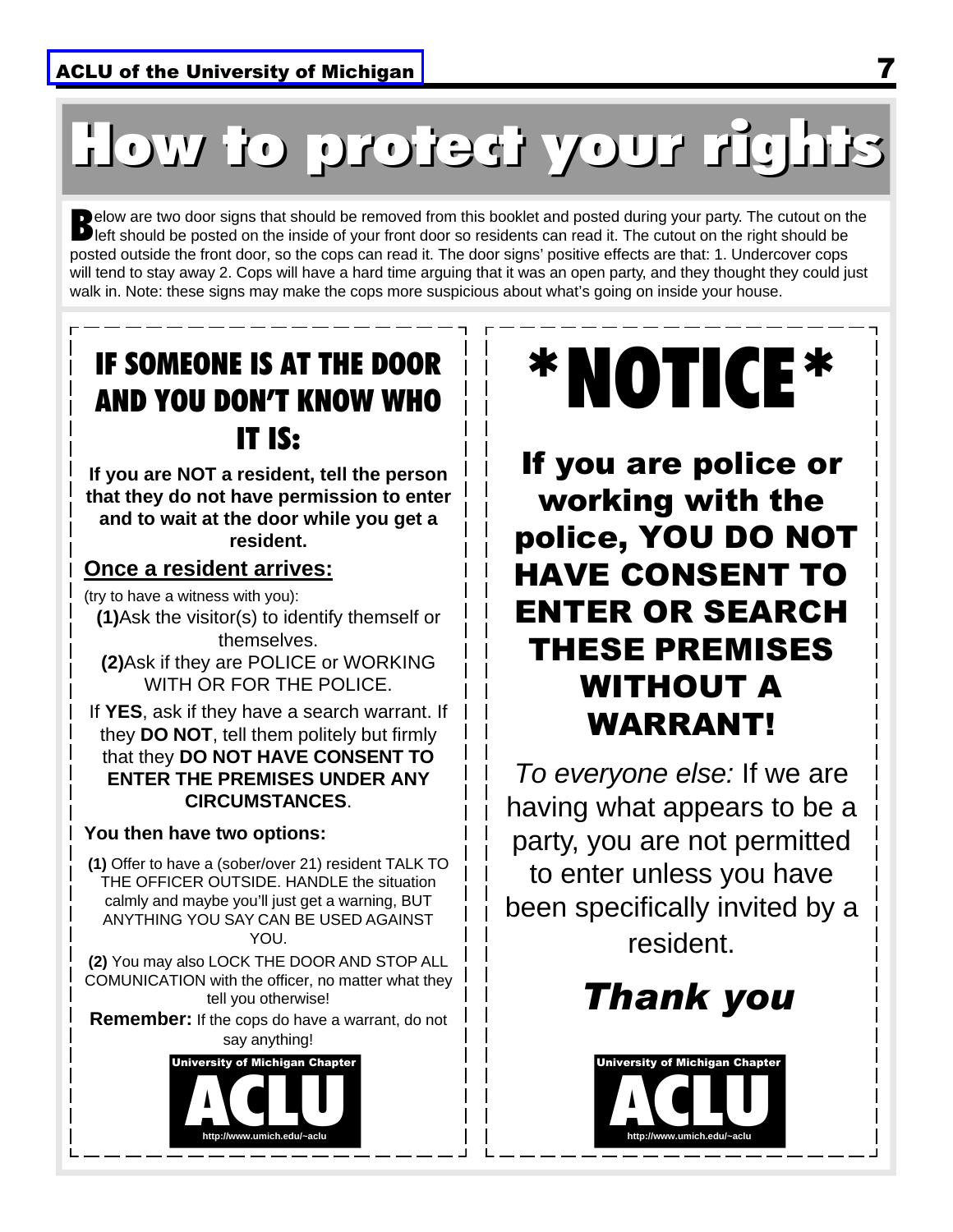# How to protect your rights

Below are two door signs that should be removed from this booklet and posted during your party. The cutout on the left should be posted on the inside of your front door so residents can read it. The cutout on the right should be posted outside the front door, so the cops can read it. The door signs' positive effects are that: 1. Undercover cops will tend to stay away 2. Cops will have a hard time arguing that it was an open party, and they thought they could just walk in. Note: these signs may make the cops more suspicious about what's going on inside your house.

## IF SOMEONE IS AT THE DOOR AND YOU DON'T KNOW WHO IT IS:

**If you are NOT a resident, tell the person that they do not have permission to enter and to wait at the door while you get a resident.**

**Once a resident arrives:**

(try to have a witness with you):

**(1)**Ask the visitor(s) to identify themself or themselves.

**(2)**Ask if they are POLICE or WORKING WITH OR FOR THE POLICE.

If **YES**, ask if they have a search warrant. If they **DO NOT**, tell them politely but firmly that they **DO NOT HAVE CONSENT TO ENTER THE PREMISES UNDER ANY CIRCUMSTANCES**.

**You then have two options:**

**(1)** Offer to have a (sober/over 21) resident TALK TO THE OFFICER OUTSIDE. HANDLE the situation calmly and maybe you'll just get a warning, BUT ANYTHING YOU SAY CAN BE USED AGAINST YOU.

**(2)** You may also LOCK THE DOOR AND STOP ALL COMUNICATION with the officer, no matter what they tell you otherwise!

**Remember:** If the cops do have a warrant, do not say anything!

University of Michigan Chapter ACLU http://www.umich.edu/~aclu

## *NOTICE*

**If you are police or working with the police, YOU DO NOT HAVE CONSENT TO ENTER OR SEARCH THESE PREMISES WITHOUT A WARRANT!**

*To everyone else:* If we are having what appears to be a party, you are not permitted to enter unless you have been specifically invited by a resident.

***Thank you***

University of Michigan Chapter ACLU http://www.umich.edu/~aclu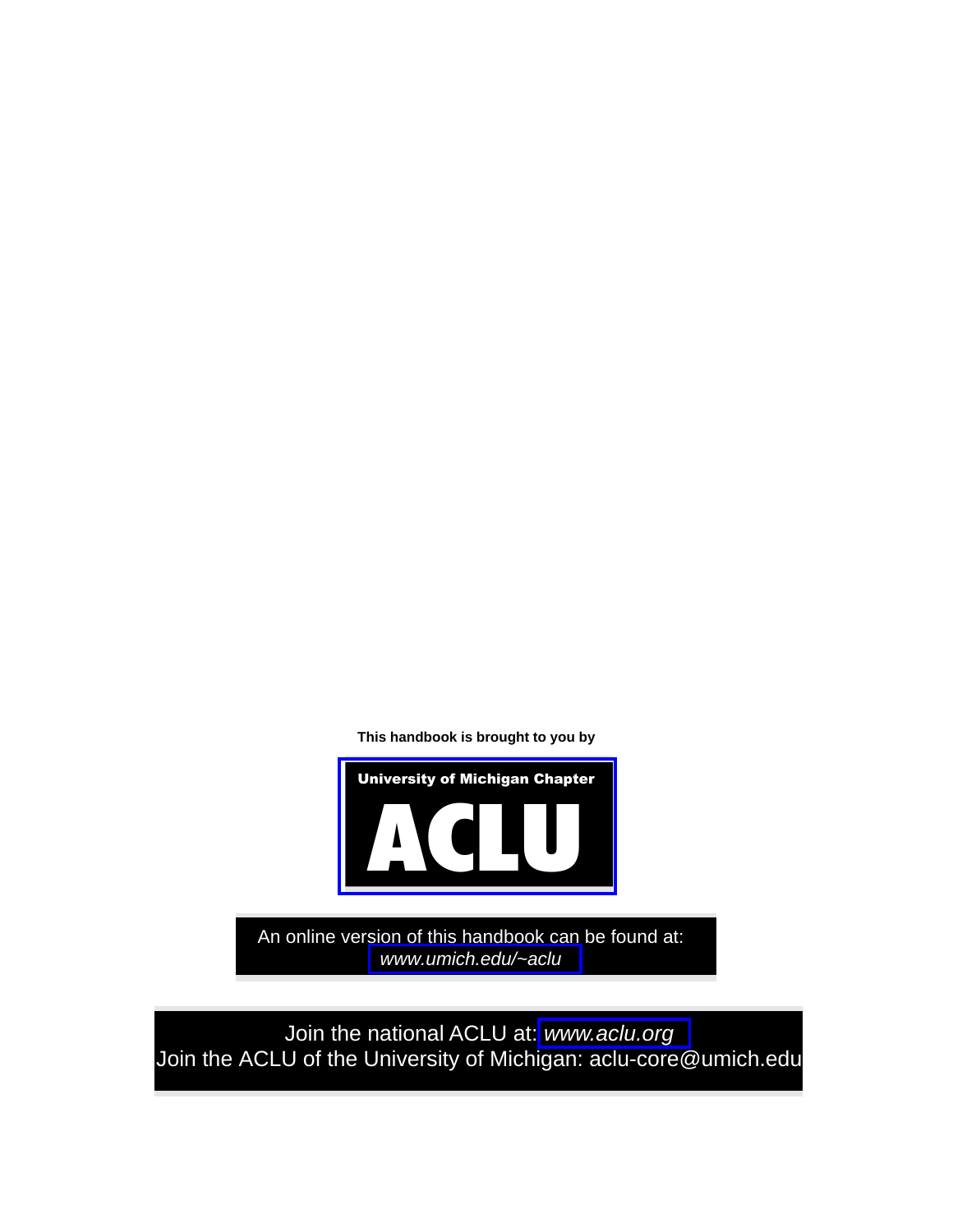**This handbook is brought to you by**

**University of Michigan Chapter**

**ACLU**

An online version of this handbook can be found at:
*www.umich.edu/~aclu*

Join the national ACLU at: *www.aclu.org*
Join the ACLU of the University of Michigan: aclu-core@umich.edu